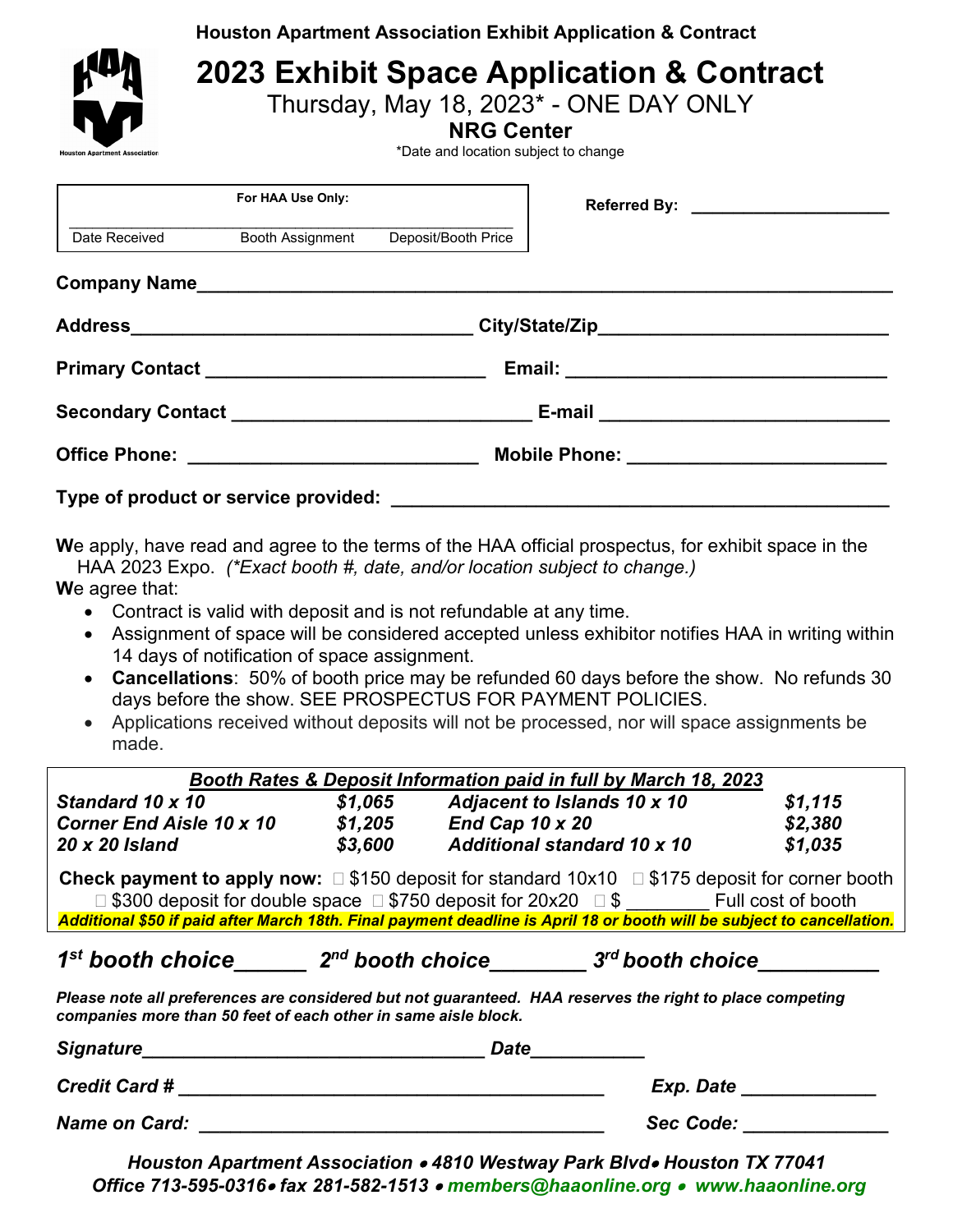Houston Apartment Association Exhibit Application & Contract

# 2023 Exhibit Space Application & Contract

Thursday, May 18, 2023* - ONE DAY ONLY

**NRG Center**

*Date and location subject to change

| For HAA Use Only: | | |
|---|---|---|
| Date Received | Booth Assignment | Deposit/Booth Price |

**Referred By:** ____________________

**Company Name**______________________________________________________________

**Address**________________________________ **City/State/Zip**__________________________

**Primary Contact** __________________________ **Email:** ______________________________

**Secondary Contact** ____________________________ **E-mail** ___________________________

**Office Phone:** ___________________________ **Mobile Phone:** ________________________

**Type of product or service provided:** _______________________________________________

**W**e apply, have read and agree to the terms of the HAA official prospectus, for exhibit space in the HAA 2023 Expo. *(\*Exact booth #, date, and/or location subject to change.)*

**W**e agree that:

- Contract is valid with deposit and is not refundable at any time.
- Assignment of space will be considered accepted unless exhibitor notifies HAA in writing within 14 days of notification of space assignment.
- **Cancellations**: 50% of booth price may be refunded 60 days before the show. No refunds 30 days before the show. SEE PROSPECTUS FOR PAYMENT POLICIES.
- Applications received without deposits will not be processed, nor will space assignments be made.

***Booth Rates & Deposit Information paid in full by March 18, 2023***

| | | | |
|---|---|---|---|
| ***Standard 10 x 10*** | ***$1,065*** | ***Adjacent to Islands 10 x 10*** | ***$1,115*** |
| ***Corner End Aisle 10 x 10*** | ***$1,205*** | ***End Cap 10 x 20*** | ***$2,380*** |
| ***20 x 20 Island*** | ***$3,600*** | ***Additional standard 10 x 10*** | ***$1,035*** |

**Check payment to apply now:** ☐ $150 deposit for standard 10x10 ☐ $175 deposit for corner booth ☐ $300 deposit for double space ☐ $750 deposit for 20x20 ☐ $ ________ Full cost of booth

***Additional $50 if paid after March 18th. Final payment deadline is April 18 or booth will be subject to cancellation.***

***1st booth choice______ 2nd booth choice________ 3rd booth choice__________***

***Please note all preferences are considered but not guaranteed. HAA reserves the right to place competing companies more than 50 feet of each other in same aisle block.***

***Signature***________________________________ ***Date***___________

***Credit Card #*** ________________________________________ ***Exp. Date*** ____________

***Name on Card:*** _____________________________________ ***Sec Code:*** ______________

***Houston Apartment Association • 4810 Westway Park Blvd• Houston TX 77041***
***Office 713-595-0316• fax 281-582-1513 • members@haaonline.org • www.haaonline.org***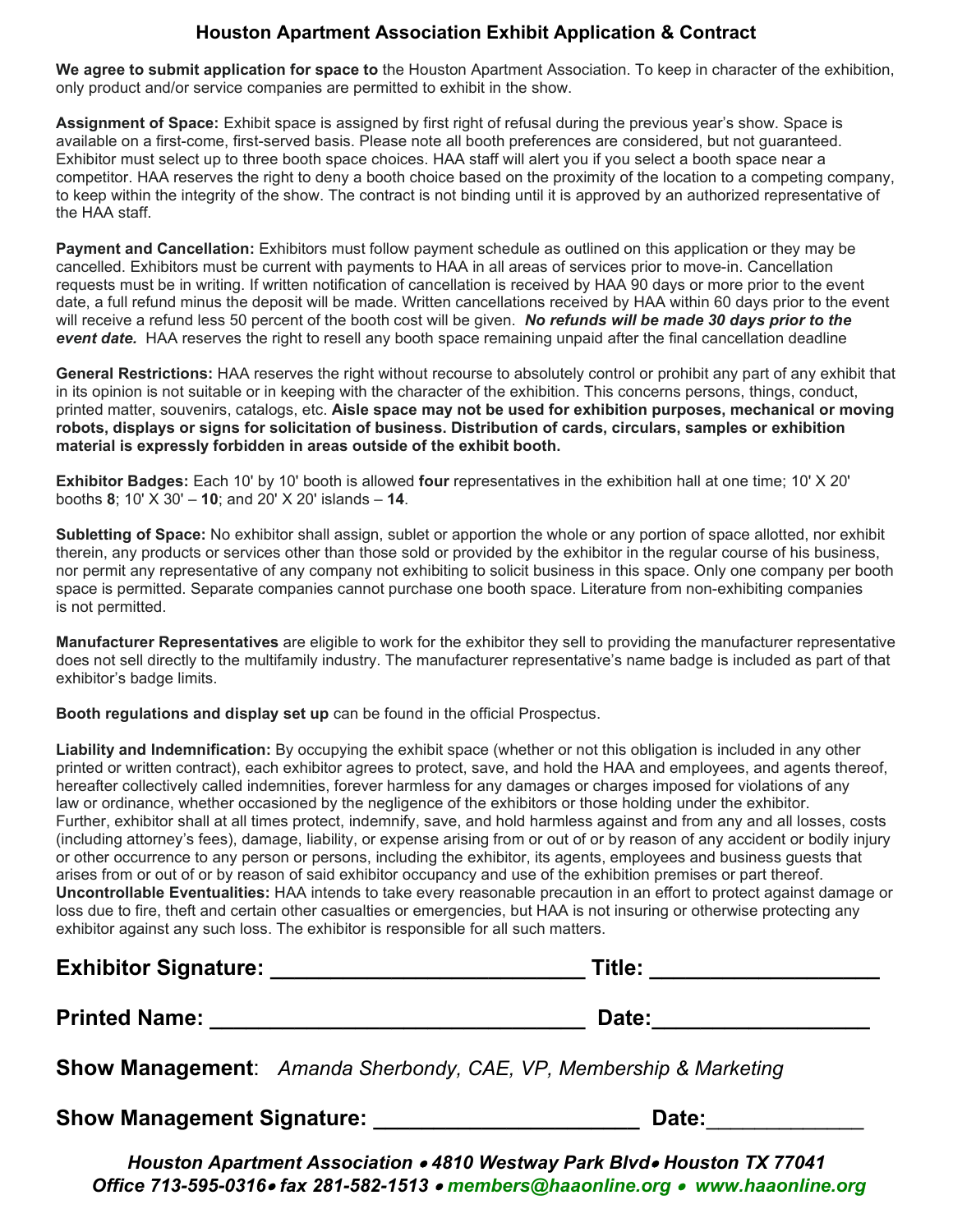# Houston Apartment Association Exhibit Application & Contract

**We agree to submit application for space to** the Houston Apartment Association. To keep in character of the exhibition, only product and/or service companies are permitted to exhibit in the show.

**Assignment of Space:** Exhibit space is assigned by first right of refusal during the previous year's show. Space is available on a first-come, first-served basis. Please note all booth preferences are considered, but not guaranteed. Exhibitor must select up to three booth space choices. HAA staff will alert you if you select a booth space near a competitor. HAA reserves the right to deny a booth choice based on the proximity of the location to a competing company, to keep within the integrity of the show. The contract is not binding until it is approved by an authorized representative of the HAA staff.

**Payment and Cancellation:** Exhibitors must follow payment schedule as outlined on this application or they may be cancelled. Exhibitors must be current with payments to HAA in all areas of services prior to move-in. Cancellation requests must be in writing. If written notification of cancellation is received by HAA 90 days or more prior to the event date, a full refund minus the deposit will be made. Written cancellations received by HAA within 60 days prior to the event will receive a refund less 50 percent of the booth cost will be given. ***No refunds will be made 30 days prior to the event date.*** HAA reserves the right to resell any booth space remaining unpaid after the final cancellation deadline

**General Restrictions:** HAA reserves the right without recourse to absolutely control or prohibit any part of any exhibit that in its opinion is not suitable or in keeping with the character of the exhibition. This concerns persons, things, conduct, printed matter, souvenirs, catalogs, etc. **Aisle space may not be used for exhibition purposes, mechanical or moving robots, displays or signs for solicitation of business. Distribution of cards, circulars, samples or exhibition material is expressly forbidden in areas outside of the exhibit booth.**

**Exhibitor Badges:** Each 10' by 10' booth is allowed **four** representatives in the exhibition hall at one time; 10' X 20' booths **8**; 10' X 30' – **10**; and 20' X 20' islands – **14**.

**Subletting of Space:** No exhibitor shall assign, sublet or apportion the whole or any portion of space allotted, nor exhibit therein, any products or services other than those sold or provided by the exhibitor in the regular course of his business, nor permit any representative of any company not exhibiting to solicit business in this space. Only one company per booth space is permitted. Separate companies cannot purchase one booth space. Literature from non-exhibiting companies is not permitted.

**Manufacturer Representatives** are eligible to work for the exhibitor they sell to providing the manufacturer representative does not sell directly to the multifamily industry. The manufacturer representative's name badge is included as part of that exhibitor's badge limits.

**Booth regulations and display set up** can be found in the official Prospectus.

**Liability and Indemnification:** By occupying the exhibit space (whether or not this obligation is included in any other printed or written contract), each exhibitor agrees to protect, save, and hold the HAA and employees, and agents thereof, hereafter collectively called indemnities, forever harmless for any damages or charges imposed for violations of any law or ordinance, whether occasioned by the negligence of the exhibitors or those holding under the exhibitor. Further, exhibitor shall at all times protect, indemnify, save, and hold harmless against and from any and all losses, costs (including attorney's fees), damage, liability, or expense arising from or out of or by reason of any accident or bodily injury or other occurrence to any person or persons, including the exhibitor, its agents, employees and business guests that arises from or out of or by reason of said exhibitor occupancy and use of the exhibition premises or part thereof.
**Uncontrollable Eventualities:** HAA intends to take every reasonable precaution in an effort to protect against damage or loss due to fire, theft and certain other casualties or emergencies, but HAA is not insuring or otherwise protecting any exhibitor against any such loss. The exhibitor is responsible for all such matters.

**Exhibitor Signature:** ___________________________ **Title:** ____________________

**Printed Name:** ________________________________ **Date:** __________________

**Show Management**: *Amanda Sherbondy, CAE, VP, Membership & Marketing*

**Show Management Signature:** ______________________ **Date:** _____________

***Houston Apartment Association • 4810 Westway Park Blvd • Houston TX 77041***
***Office 713-595-0316 • fax 281-582-1513 • members@haaonline.org • www.haaonline.org***